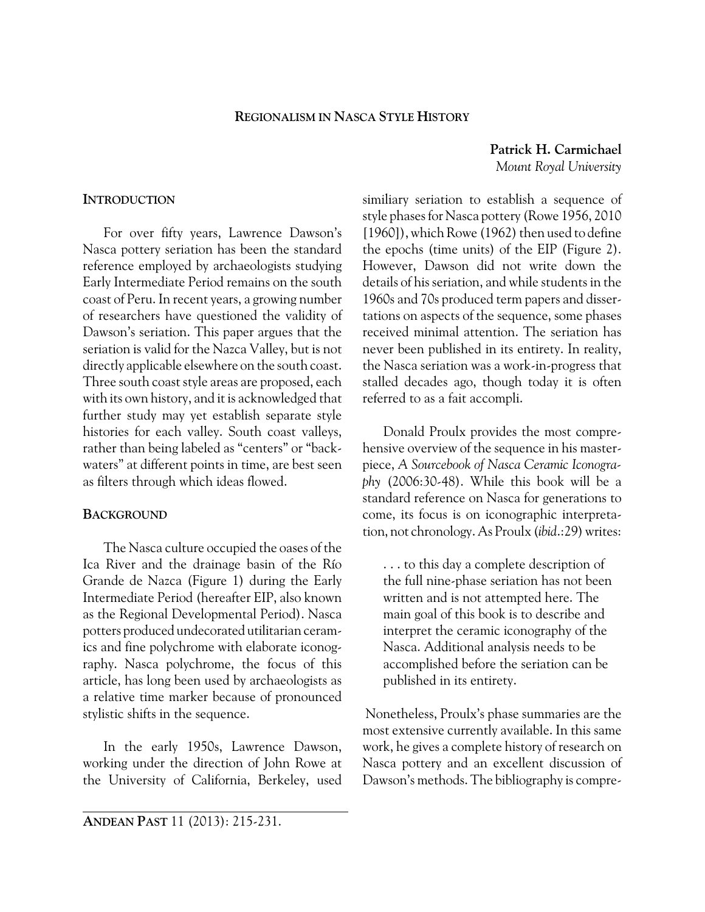# Regionalism in Nasca Style History

**Patrick H. Carmichael**
*Mount Royal University*

## Introduction

For over fifty years, Lawrence Dawson's Nasca pottery seriation has been the standard reference employed by archaeologists studying Early Intermediate Period remains on the south coast of Peru. In recent years, a growing number of researchers have questioned the validity of Dawson's seriation. This paper argues that the seriation is valid for the Nazca Valley, but is not directly applicable elsewhere on the south coast. Three south coast style areas are proposed, each with its own history, and it is acknowledged that further study may yet establish separate style histories for each valley. South coast valleys, rather than being labeled as "centers" or "backwaters" at different points in time, are best seen as filters through which ideas flowed.

## Background

The Nasca culture occupied the oases of the Ica River and the drainage basin of the Río Grande de Nazca (Figure 1) during the Early Intermediate Period (hereafter EIP, also known as the Regional Developmental Period). Nasca potters produced undecorated utilitarian ceramics and fine polychrome with elaborate iconography. Nasca polychrome, the focus of this article, has long been used by archaeologists as a relative time marker because of pronounced stylistic shifts in the sequence.

In the early 1950s, Lawrence Dawson, working under the direction of John Rowe at the University of California, Berkeley, used similiary seriation to establish a sequence of style phases for Nasca pottery (Rowe 1956, 2010 [1960]), which Rowe (1962) then used to define the epochs (time units) of the EIP (Figure 2). However, Dawson did not write down the details of his seriation, and while students in the 1960s and 70s produced term papers and dissertations on aspects of the sequence, some phases received minimal attention. The seriation has never been published in its entirety. In reality, the Nasca seriation was a work-in-progress that stalled decades ago, though today it is often referred to as a fait accompli.

Donald Proulx provides the most comprehensive overview of the sequence in his masterpiece, *A Sourcebook of Nasca Ceramic Iconography* (2006:30-48). While this book will be a standard reference on Nasca for generations to come, its focus is on iconographic interpretation, not chronology. As Proulx (*ibid*.:29) writes:

> . . . to this day a complete description of the full nine-phase seriation has not been written and is not attempted here. The main goal of this book is to describe and interpret the ceramic iconography of the Nasca. Additional analysis needs to be accomplished before the seriation can be published in its entirety.

Nonetheless, Proulx's phase summaries are the most extensive currently available. In this same work, he gives a complete history of research on Nasca pottery and an excellent discussion of Dawson's methods. The bibliography is compre-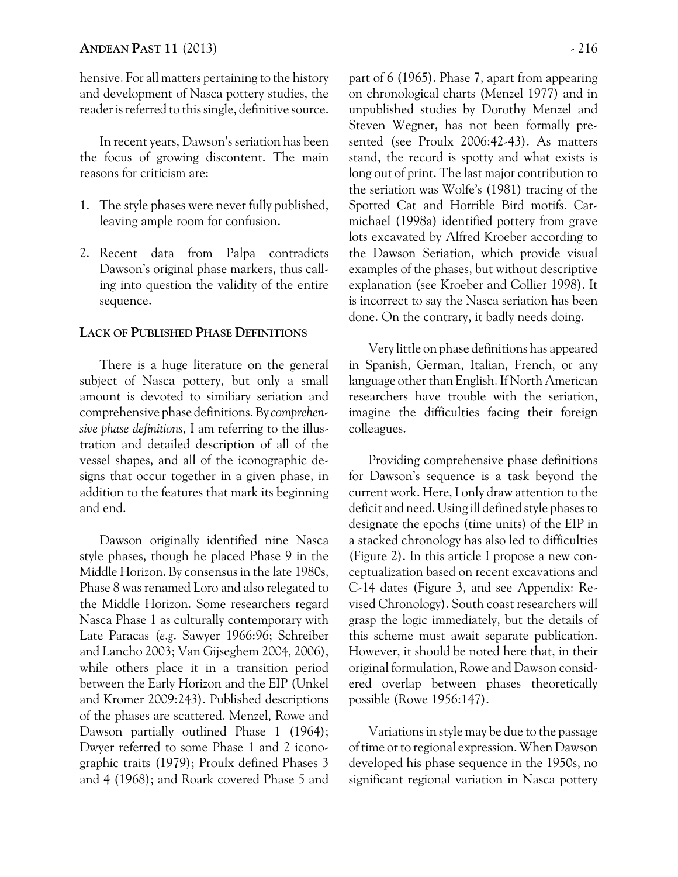hensive. For all matters pertaining to the history and development of Nasca pottery studies, the reader is referred to this single, definitive source.

In recent years, Dawson's seriation has been the focus of growing discontent. The main reasons for criticism are:

1. The style phases were never fully published, leaving ample room for confusion.

2. Recent data from Palpa contradicts Dawson's original phase markers, thus calling into question the validity of the entire sequence.

## Lack of Published Phase Definitions

There is a huge literature on the general subject of Nasca pottery, but only a small amount is devoted to similiary seriation and comprehensive phase definitions. By *comprehensive phase definitions,* I am referring to the illustration and detailed description of all of the vessel shapes, and all of the iconographic designs that occur together in a given phase, in addition to the features that mark its beginning and end.

Dawson originally identified nine Nasca style phases, though he placed Phase 9 in the Middle Horizon. By consensus in the late 1980s, Phase 8 was renamed Loro and also relegated to the Middle Horizon. Some researchers regard Nasca Phase 1 as culturally contemporary with Late Paracas (*e.g.* Sawyer 1966:96; Schreiber and Lancho 2003; Van Gijseghem 2004, 2006), while others place it in a transition period between the Early Horizon and the EIP (Unkel and Kromer 2009:243). Published descriptions of the phases are scattered. Menzel, Rowe and Dawson partially outlined Phase 1 (1964); Dwyer referred to some Phase 1 and 2 iconographic traits (1979); Proulx defined Phases 3 and 4 (1968); and Roark covered Phase 5 and part of 6 (1965). Phase 7, apart from appearing on chronological charts (Menzel 1977) and in unpublished studies by Dorothy Menzel and Steven Wegner, has not been formally presented (see Proulx 2006:42-43). As matters stand, the record is spotty and what exists is long out of print. The last major contribution to the seriation was Wolfe's (1981) tracing of the Spotted Cat and Horrible Bird motifs. Carmichael (1998a) identified pottery from grave lots excavated by Alfred Kroeber according to the Dawson Seriation, which provide visual examples of the phases, but without descriptive explanation (see Kroeber and Collier 1998). It is incorrect to say the Nasca seriation has been done. On the contrary, it badly needs doing.

Very little on phase definitions has appeared in Spanish, German, Italian, French, or any language other than English. If North American researchers have trouble with the seriation, imagine the difficulties facing their foreign colleagues.

Providing comprehensive phase definitions for Dawson's sequence is a task beyond the current work. Here, I only draw attention to the deficit and need. Using ill defined style phases to designate the epochs (time units) of the EIP in a stacked chronology has also led to difficulties (Figure 2). In this article I propose a new conceptualization based on recent excavations and C-14 dates (Figure 3, and see Appendix: Revised Chronology). South coast researchers will grasp the logic immediately, but the details of this scheme must await separate publication. However, it should be noted here that, in their original formulation, Rowe and Dawson considered overlap between phases theoretically possible (Rowe 1956:147).

Variations in style may be due to the passage of time or to regional expression. When Dawson developed his phase sequence in the 1950s, no significant regional variation in Nasca pottery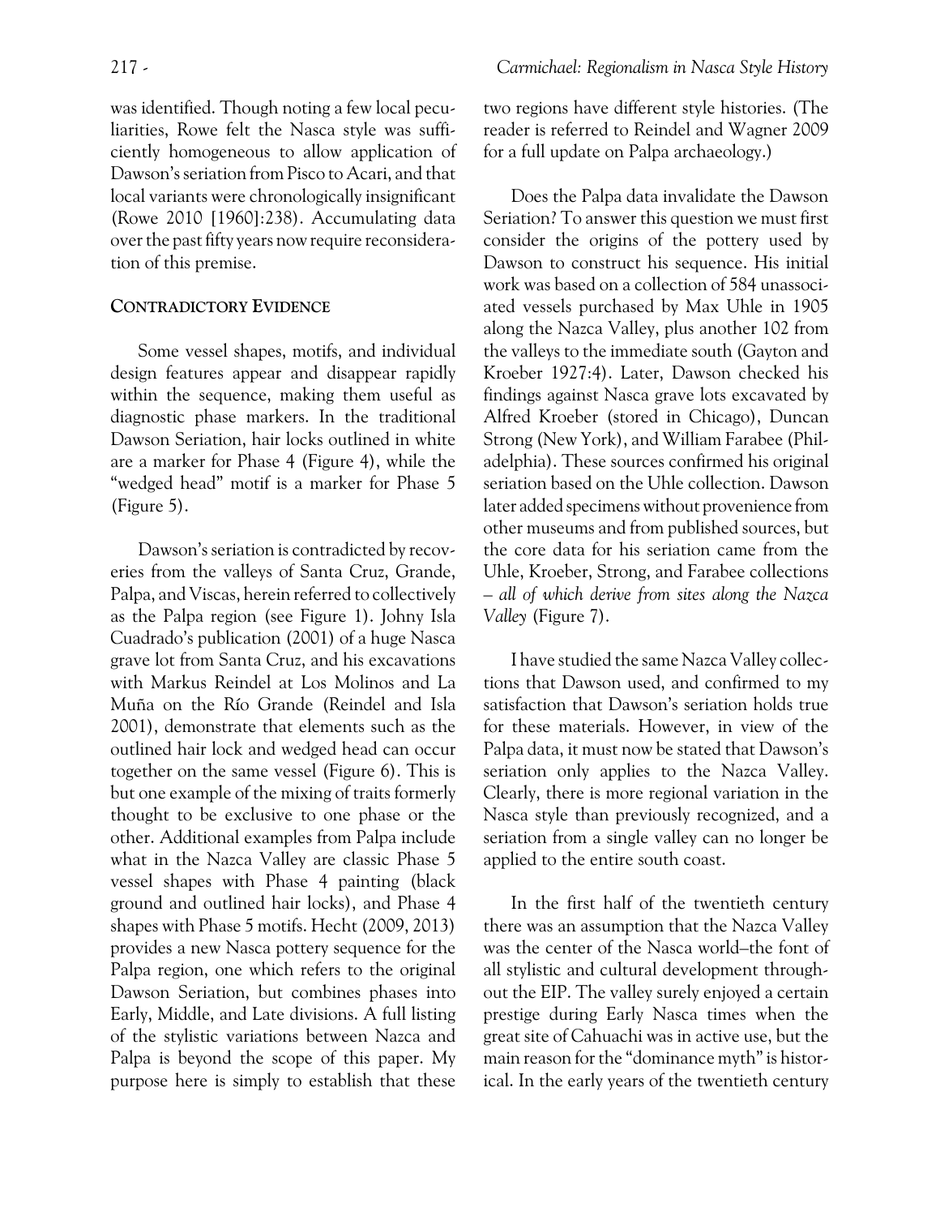was identified. Though noting a few local peculiarities, Rowe felt the Nasca style was sufficiently homogeneous to allow application of Dawson's seriation from Pisco to Acari, and that local variants were chronologically insignificant (Rowe 2010 [1960]:238). Accumulating data over the past fifty years now require reconsideration of this premise.

## CONTRADICTORY EVIDENCE

Some vessel shapes, motifs, and individual design features appear and disappear rapidly within the sequence, making them useful as diagnostic phase markers. In the traditional Dawson Seriation, hair locks outlined in white are a marker for Phase 4 (Figure 4), while the "wedged head" motif is a marker for Phase 5 (Figure 5).

Dawson's seriation is contradicted by recoveries from the valleys of Santa Cruz, Grande, Palpa, and Viscas, herein referred to collectively as the Palpa region (see Figure 1). Johny Isla Cuadrado's publication (2001) of a huge Nasca grave lot from Santa Cruz, and his excavations with Markus Reindel at Los Molinos and La Muña on the Río Grande (Reindel and Isla 2001), demonstrate that elements such as the outlined hair lock and wedged head can occur together on the same vessel (Figure 6). This is but one example of the mixing of traits formerly thought to be exclusive to one phase or the other. Additional examples from Palpa include what in the Nazca Valley are classic Phase 5 vessel shapes with Phase 4 painting (black ground and outlined hair locks), and Phase 4 shapes with Phase 5 motifs. Hecht (2009, 2013) provides a new Nasca pottery sequence for the Palpa region, one which refers to the original Dawson Seriation, but combines phases into Early, Middle, and Late divisions. A full listing of the stylistic variations between Nazca and Palpa is beyond the scope of this paper. My purpose here is simply to establish that these two regions have different style histories. (The reader is referred to Reindel and Wagner 2009 for a full update on Palpa archaeology.)

Does the Palpa data invalidate the Dawson Seriation? To answer this question we must first consider the origins of the pottery used by Dawson to construct his sequence. His initial work was based on a collection of 584 unassociated vessels purchased by Max Uhle in 1905 along the Nazca Valley, plus another 102 from the valleys to the immediate south (Gayton and Kroeber 1927:4). Later, Dawson checked his findings against Nasca grave lots excavated by Alfred Kroeber (stored in Chicago), Duncan Strong (New York), and William Farabee (Philadelphia). These sources confirmed his original seriation based on the Uhle collection. Dawson later added specimens without provenience from other museums and from published sources, but the core data for his seriation came from the Uhle, Kroeber, Strong, and Farabee collections – *all of which derive from sites along the Nazca Valley* (Figure 7).

I have studied the same Nazca Valley collections that Dawson used, and confirmed to my satisfaction that Dawson's seriation holds true for these materials. However, in view of the Palpa data, it must now be stated that Dawson's seriation only applies to the Nazca Valley. Clearly, there is more regional variation in the Nasca style than previously recognized, and a seriation from a single valley can no longer be applied to the entire south coast.

In the first half of the twentieth century there was an assumption that the Nazca Valley was the center of the Nasca world–the font of all stylistic and cultural development throughout the EIP. The valley surely enjoyed a certain prestige during Early Nasca times when the great site of Cahuachi was in active use, but the main reason for the "dominance myth" is historical. In the early years of the twentieth century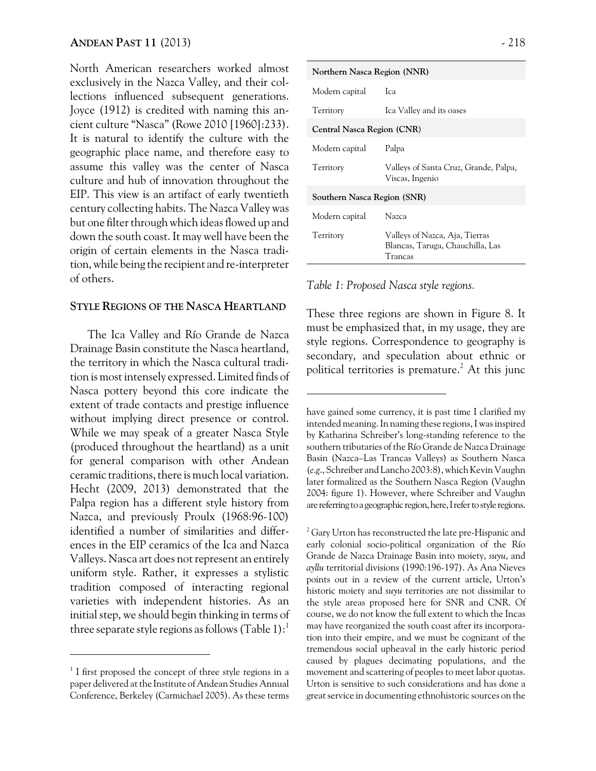North American researchers worked almost exclusively in the Nazca Valley, and their collections influenced subsequent generations. Joyce (1912) is credited with naming this ancient culture "Nasca" (Rowe 2010 [1960]:233). It is natural to identify the culture with the geographic place name, and therefore easy to assume this valley was the center of Nasca culture and hub of innovation throughout the EIP. This view is an artifact of early twentieth century collecting habits. The Nazca Valley was but one filter through which ideas flowed up and down the south coast. It may well have been the origin of certain elements in the Nasca tradition, while being the recipient and re-interpreter of others.

## STYLE REGIONS OF THE NASCA HEARTLAND

The Ica Valley and Río Grande de Nazca Drainage Basin constitute the Nasca heartland, the territory in which the Nasca cultural tradition is most intensely expressed. Limited finds of Nasca pottery beyond this core indicate the extent of trade contacts and prestige influence without implying direct presence or control. While we may speak of a greater Nasca Style (produced throughout the heartland) as a unit for general comparison with other Andean ceramic traditions, there is much local variation. Hecht (2009, 2013) demonstrated that the Palpa region has a different style history from Nazca, and previously Proulx (1968:96-100) identified a number of similarities and differences in the EIP ceramics of the Ica and Nazca Valleys. Nasca art does not represent an entirely uniform style. Rather, it expresses a stylistic tradition composed of interacting regional varieties with independent histories. As an initial step, we should begin thinking in terms of three separate style regions as follows (Table 1):[1]

| **Northern Nasca Region (NNR)** | |
|---|---|
| Modern capital | Ica |
| Territory | Ica Valley and its oases |
| **Central Nasca Region (CNR)** | |
| Modern capital | Palpa |
| Territory | Valleys of Santa Cruz, Grande, Palpa, Viscas, Ingenio |
| **Southern Nasca Region (SNR)** | |
| Modern capital | Nazca |
| Territory | Valleys of Nazca, Aja, Tierras Blancas, Taruga, Chauchilla, Las Trancas |

*Table 1: Proposed Nasca style regions.*

These three regions are shown in Figure 8. It must be emphasized that, in my usage, they are style regions. Correspondence to geography is secondary, and speculation about ethnic or political territories is premature.[2] At this junc

[1] I first proposed the concept of three style regions in a paper delivered at the Institute of Andean Studies Annual Conference, Berkeley (Carmichael 2005). As these terms have gained some currency, it is past time I clarified my intended meaning. In naming these regions, I was inspired by Katharina Schreiber's long-standing reference to the southern tributaries of the Río Grande de Nazca Drainage Basin (Nazca–Las Trancas Valleys) as Southern Nasca (*e.g.*, Schreiber and Lancho 2003:8), which Kevin Vaughn later formalized as the Southern Nasca Region (Vaughn 2004: figure 1). However, where Schreiber and Vaughn are referring to a geographic region, here, I refer to style regions.

[2] Gary Urton has reconstructed the late pre-Hispanic and early colonial socio-political organization of the Río Grande de Nazca Drainage Basin into moiety, *suyu*, and *ayllu* territorial divisions (1990:196-197). As Ana Nieves points out in a review of the current article, Urton's historic moiety and *suyu* territories are not dissimilar to the style areas proposed here for SNR and CNR. Of course, we do not know the full extent to which the Incas may have reorganized the south coast after its incorporation into their empire, and we must be cognizant of the tremendous social upheaval in the early historic period caused by plagues decimating populations, and the movement and scattering of peoples to meet labor quotas. Urton is sensitive to such considerations and has done a great service in documenting ethnohistoric sources on the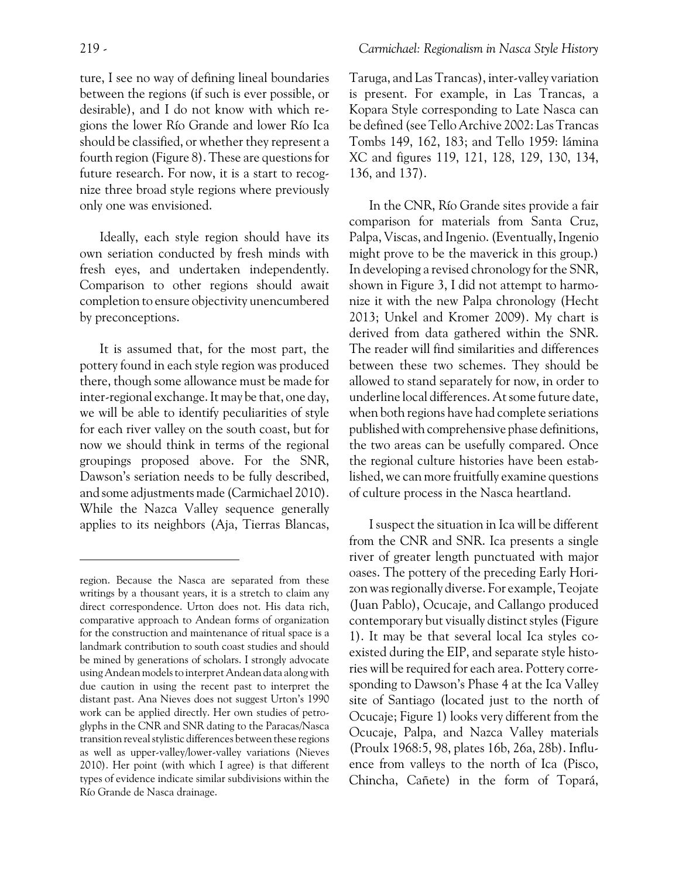ture, I see no way of defining lineal boundaries between the regions (if such is ever possible, or desirable), and I do not know with which regions the lower Río Grande and lower Río Ica should be classified, or whether they represent a fourth region (Figure 8). These are questions for future research. For now, it is a start to recognize three broad style regions where previously only one was envisioned.

Ideally, each style region should have its own seriation conducted by fresh minds with fresh eyes, and undertaken independently. Comparison to other regions should await completion to ensure objectivity unencumbered by preconceptions.

It is assumed that, for the most part, the pottery found in each style region was produced there, though some allowance must be made for inter-regional exchange. It may be that, one day, we will be able to identify peculiarities of style for each river valley on the south coast, but for now we should think in terms of the regional groupings proposed above. For the SNR, Dawson's seriation needs to be fully described, and some adjustments made (Carmichael 2010). While the Nazca Valley sequence generally applies to its neighbors (Aja, Tierras Blancas, Taruga, and Las Trancas), inter-valley variation is present. For example, in Las Trancas, a Kopara Style corresponding to Late Nasca can be defined (see Tello Archive 2002: Las Trancas Tombs 149, 162, 183; and Tello 1959: lámina XC and figures 119, 121, 128, 129, 130, 134, 136, and 137).

In the CNR, Río Grande sites provide a fair comparison for materials from Santa Cruz, Palpa, Viscas, and Ingenio. (Eventually, Ingenio might prove to be the maverick in this group.) In developing a revised chronology for the SNR, shown in Figure 3, I did not attempt to harmonize it with the new Palpa chronology (Hecht 2013; Unkel and Kromer 2009). My chart is derived from data gathered within the SNR. The reader will find similarities and differences between these two schemes. They should be allowed to stand separately for now, in order to underline local differences. At some future date, when both regions have had complete seriations published with comprehensive phase definitions, the two areas can be usefully compared. Once the regional culture histories have been established, we can more fruitfully examine questions of culture process in the Nasca heartland.

I suspect the situation in Ica will be different from the CNR and SNR. Ica presents a single river of greater length punctuated with major oases. The pottery of the preceding Early Horizon was regionally diverse. For example, Teojate (Juan Pablo), Ocucaje, and Callango produced contemporary but visually distinct styles (Figure 1). It may be that several local Ica styles coexisted during the EIP, and separate style histories will be required for each area. Pottery corresponding to Dawson's Phase 4 at the Ica Valley site of Santiago (located just to the north of Ocucaje; Figure 1) looks very different from the Ocucaje, Palpa, and Nazca Valley materials (Proulx 1968:5, 98, plates 16b, 26a, 28b). Influence from valleys to the north of Ica (Pisco, Chincha, Cañete) in the form of Topará,

---

region. Because the Nasca are separated from these writings by a thousand years, it is a stretch to claim any direct correspondence. Urton does not. His data rich, comparative approach to Andean forms of organization for the construction and maintenance of ritual space is a landmark contribution to south coast studies and should be mined by generations of scholars. I strongly advocate using Andean models to interpret Andean data along with due caution in using the recent past to interpret the distant past. Ana Nieves does not suggest Urton's 1990 work can be applied directly. Her own studies of petroglyphs in the CNR and SNR dating to the Paracas/Nasca transition reveal stylistic differences between these regions as well as upper-valley/lower-valley variations (Nieves 2010). Her point (with which I agree) is that different types of evidence indicate similar subdivisions within the Río Grande de Nasca drainage.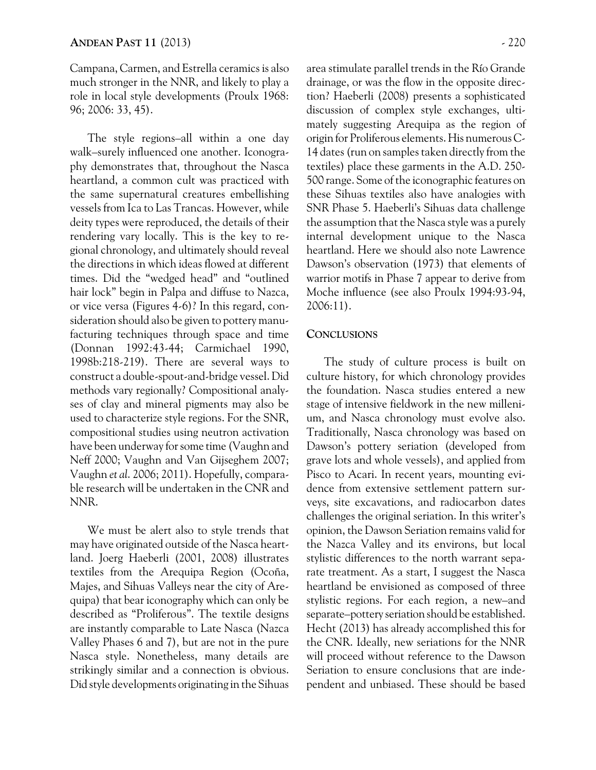Campana, Carmen, and Estrella ceramics is also much stronger in the NNR, and likely to play a role in local style developments (Proulx 1968: 96; 2006: 33, 45).

The style regions–all within a one day walk–surely influenced one another. Iconography demonstrates that, throughout the Nasca heartland, a common cult was practiced with the same supernatural creatures embellishing vessels from Ica to Las Trancas. However, while deity types were reproduced, the details of their rendering vary locally. This is the key to regional chronology, and ultimately should reveal the directions in which ideas flowed at different times. Did the "wedged head" and "outlined hair lock" begin in Palpa and diffuse to Nazca, or vice versa (Figures 4-6)? In this regard, consideration should also be given to pottery manufacturing techniques through space and time (Donnan 1992:43-44; Carmichael 1990, 1998b:218-219). There are several ways to construct a double-spout-and-bridge vessel. Did methods vary regionally? Compositional analyses of clay and mineral pigments may also be used to characterize style regions. For the SNR, compositional studies using neutron activation have been underway for some time (Vaughn and Neff 2000; Vaughn and Van Gijseghem 2007; Vaughn *et al*. 2006; 2011). Hopefully, comparable research will be undertaken in the CNR and NNR.

We must be alert also to style trends that may have originated outside of the Nasca heartland. Joerg Haeberli (2001, 2008) illustrates textiles from the Arequipa Region (Ocoña, Majes, and Sihuas Valleys near the city of Arequipa) that bear iconography which can only be described as "Proliferous". The textile designs are instantly comparable to Late Nasca (Nazca Valley Phases 6 and 7), but are not in the pure Nasca style. Nonetheless, many details are strikingly similar and a connection is obvious. Did style developments originating in the Sihuas area stimulate parallel trends in the Río Grande drainage, or was the flow in the opposite direction? Haeberli (2008) presents a sophisticated discussion of complex style exchanges, ultimately suggesting Arequipa as the region of origin for Proliferous elements. His numerous C-14 dates (run on samples taken directly from the textiles) place these garments in the A.D. 250-500 range. Some of the iconographic features on these Sihuas textiles also have analogies with SNR Phase 5. Haeberli's Sihuas data challenge the assumption that the Nasca style was a purely internal development unique to the Nasca heartland. Here we should also note Lawrence Dawson's observation (1973) that elements of warrior motifs in Phase 7 appear to derive from Moche influence (see also Proulx 1994:93-94, 2006:11).

## Conclusions

The study of culture process is built on culture history, for which chronology provides the foundation. Nasca studies entered a new stage of intensive fieldwork in the new millenium, and Nasca chronology must evolve also. Traditionally, Nasca chronology was based on Dawson's pottery seriation (developed from grave lots and whole vessels), and applied from Pisco to Acari. In recent years, mounting evidence from extensive settlement pattern surveys, site excavations, and radiocarbon dates challenges the original seriation. In this writer's opinion, the Dawson Seriation remains valid for the Nazca Valley and its environs, but local stylistic differences to the north warrant separate treatment. As a start, I suggest the Nasca heartland be envisioned as composed of three stylistic regions. For each region, a new–and separate–pottery seriation should be established. Hecht (2013) has already accomplished this for the CNR. Ideally, new seriations for the NNR will proceed without reference to the Dawson Seriation to ensure conclusions that are independent and unbiased. These should be based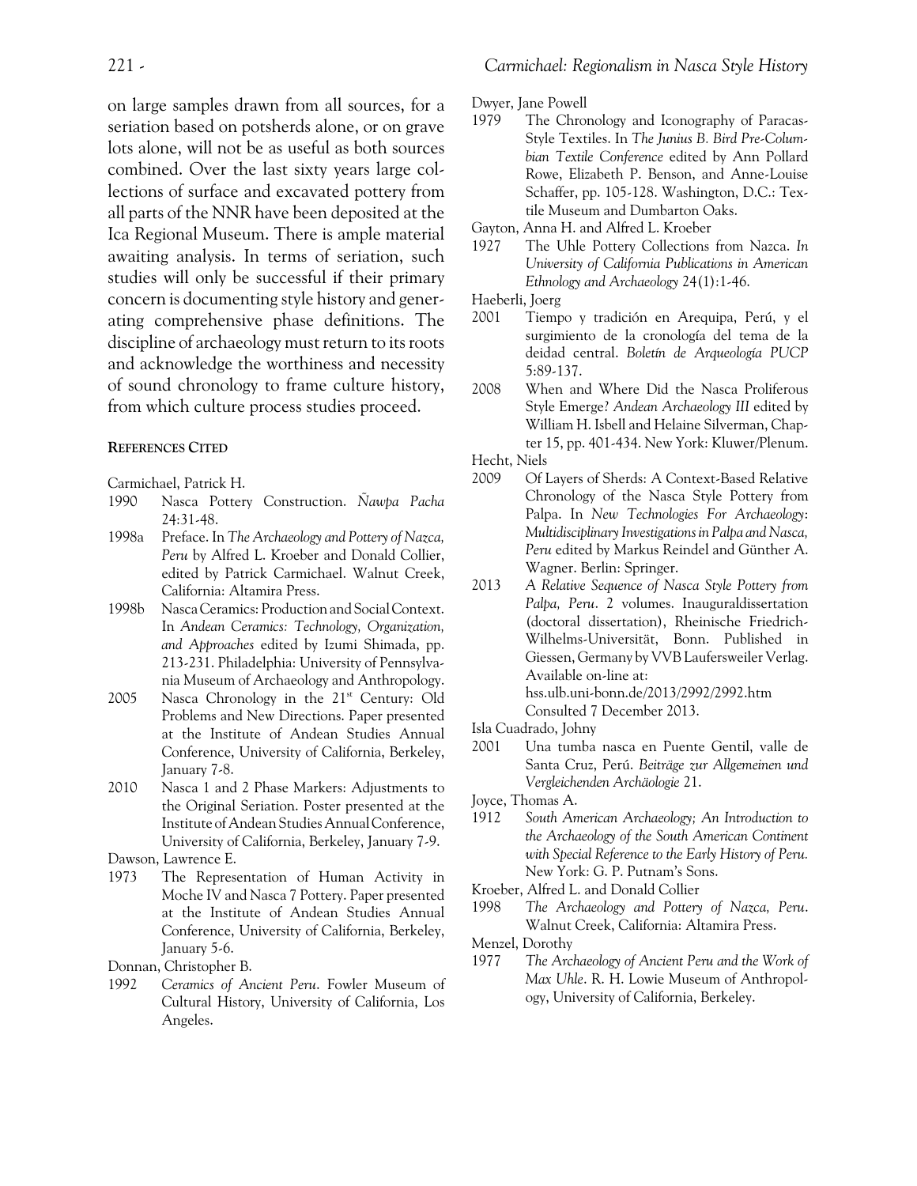on large samples drawn from all sources, for a seriation based on potsherds alone, or on grave lots alone, will not be as useful as both sources combined. Over the last sixty years large collections of surface and excavated pottery from all parts of the NNR have been deposited at the Ica Regional Museum. There is ample material awaiting analysis. In terms of seriation, such studies will only be successful if their primary concern is documenting style history and generating comprehensive phase definitions. The discipline of archaeology must return to its roots and acknowledge the worthiness and necessity of sound chronology to frame culture history, from which culture process studies proceed.

## References Cited

Carmichael, Patrick H.

1990 Nasca Pottery Construction. *Ñawpa Pacha* 24:31-48.

1998a Preface. In *The Archaeology and Pottery of Nazca, Peru* by Alfred L. Kroeber and Donald Collier, edited by Patrick Carmichael. Walnut Creek, California: Altamira Press.

1998b Nasca Ceramics: Production and Social Context. In *Andean Ceramics: Technology, Organization, and Approaches* edited by Izumi Shimada, pp. 213-231. Philadelphia: University of Pennsylvania Museum of Archaeology and Anthropology.

2005 Nasca Chronology in the 21st Century: Old Problems and New Directions. Paper presented at the Institute of Andean Studies Annual Conference, University of California, Berkeley, January 7-8.

2010 Nasca 1 and 2 Phase Markers: Adjustments to the Original Seriation. Poster presented at the Institute of Andean Studies Annual Conference, University of California, Berkeley, January 7-9.

Dawson, Lawrence E.

1973 The Representation of Human Activity in Moche IV and Nasca 7 Pottery. Paper presented at the Institute of Andean Studies Annual Conference, University of California, Berkeley, January 5-6.

Donnan, Christopher B.

1992 *Ceramics of Ancient Peru*. Fowler Museum of Cultural History, University of California, Los Angeles.

Dwyer, Jane Powell

1979 The Chronology and Iconography of Paracas-Style Textiles. In *The Junius B. Bird Pre-Columbian Textile Conference* edited by Ann Pollard Rowe, Elizabeth P. Benson, and Anne-Louise Schaffer, pp. 105-128. Washington, D.C.: Textile Museum and Dumbarton Oaks.

Gayton, Anna H. and Alfred L. Kroeber

1927 The Uhle Pottery Collections from Nazca. *In University of California Publications in American Ethnology and Archaeology* 24(1):1-46.

Haeberli, Joerg

2001 Tiempo y tradición en Arequipa, Perú, y el surgimiento de la cronología del tema de la deidad central. *Boletín de Arqueología PUCP* 5:89-137.

2008 When and Where Did the Nasca Proliferous Style Emerge? *Andean Archaeology III* edited by William H. Isbell and Helaine Silverman, Chapter 15, pp. 401-434. New York: Kluwer/Plenum.

Hecht, Niels

2009 Of Layers of Sherds: A Context-Based Relative Chronology of the Nasca Style Pottery from Palpa. In *New Technologies For Archaeology: Multidisciplinary Investigations in Palpa and Nasca, Peru* edited by Markus Reindel and Günther A. Wagner. Berlin: Springer.

2013 *A Relative Sequence of Nasca Style Pottery from Palpa, Peru*. 2 volumes. Inauguraldissertation (doctoral dissertation), Rheinische Friedrich-Wilhelms-Universität, Bonn. Published in Giessen, Germany by VVB Laufersweiler Verlag. Available on-line at: hss.ulb.uni-bonn.de/2013/2992/2992.htm Consulted 7 December 2013.

Isla Cuadrado, Johny

2001 Una tumba nasca en Puente Gentil, valle de Santa Cruz, Perú. *Beiträge zur Allgemeinen und Vergleichenden Archäologie* 21.

Joyce, Thomas A.

1912 *South American Archaeology; An Introduction to the Archaeology of the South American Continent with Special Reference to the Early History of Peru.* New York: G. P. Putnam's Sons.

Kroeber, Alfred L. and Donald Collier

1998 *The Archaeology and Pottery of Nazca, Peru*. Walnut Creek, California: Altamira Press.

Menzel, Dorothy

1977 *The Archaeology of Ancient Peru and the Work of Max Uhle*. R. H. Lowie Museum of Anthropology, University of California, Berkeley.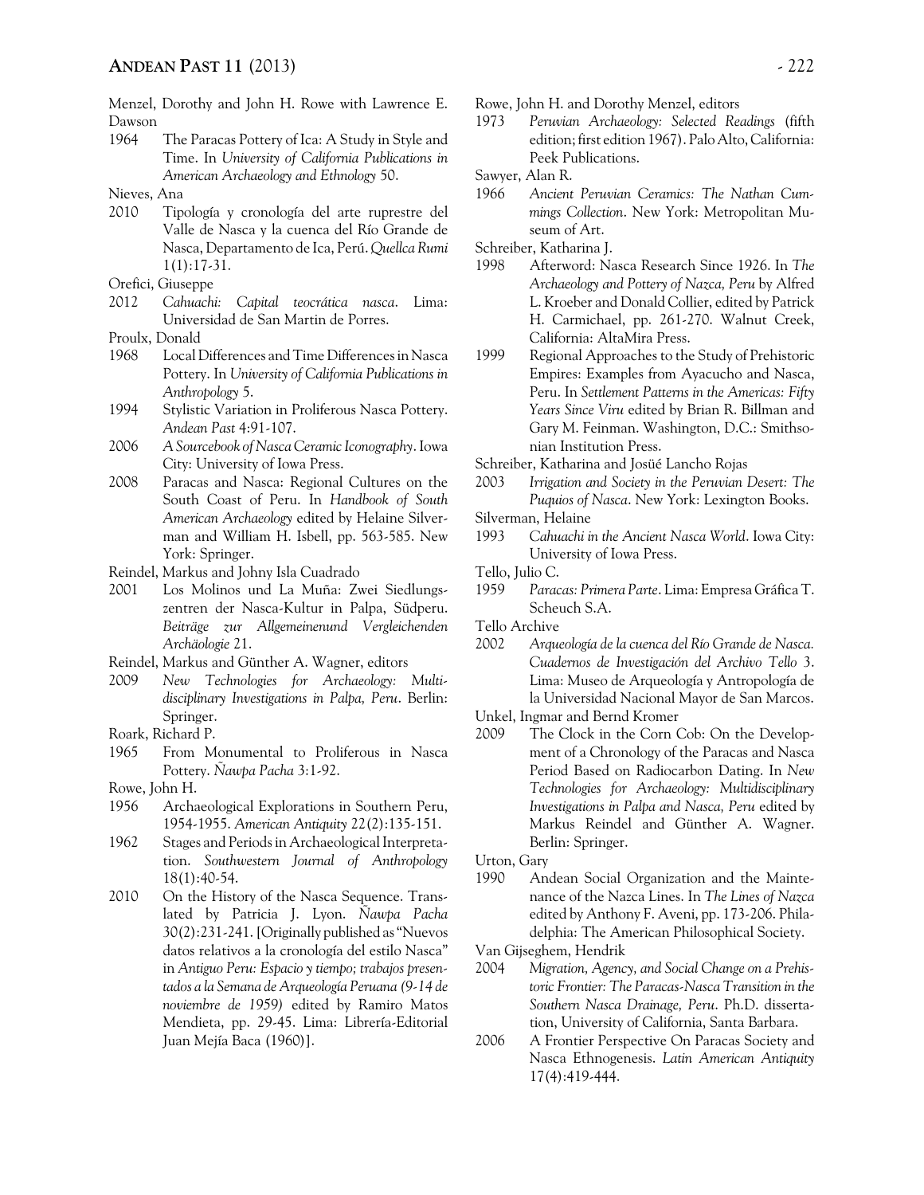Menzel, Dorothy and John H. Rowe with Lawrence E. Dawson

1964 The Paracas Pottery of Ica: A Study in Style and Time. In *University of California Publications in American Archaeology and Ethnology* 50.

Nieves, Ana

2010 Tipología y cronología del arte ruprestre del Valle de Nasca y la cuenca del Río Grande de Nasca, Departamento de Ica, Perú. *Quellca Rumi* 1(1):17-31.

Orefici, Giuseppe

2012 *Cahuachi: Capital teocrática nasca*. Lima: Universidad de San Martin de Porres.

Proulx, Donald

1968 Local Differences and Time Differences in Nasca Pottery. In *University of California Publications in Anthropology* 5.

1994 Stylistic Variation in Proliferous Nasca Pottery. *Andean Past* 4:91-107.

2006 *A Sourcebook of Nasca Ceramic Iconography*. Iowa City: University of Iowa Press.

2008 Paracas and Nasca: Regional Cultures on the South Coast of Peru. In *Handbook of South American Archaeology* edited by Helaine Silverman and William H. Isbell, pp. 563-585. New York: Springer.

Reindel, Markus and Johny Isla Cuadrado

2001 Los Molinos und La Muña: Zwei Siedlungszentren der Nasca-Kultur in Palpa, Südperu. *Beiträge zur Allgemeinenund Vergleichenden Archäologie* 21.

Reindel, Markus and Günther A. Wagner, editors

2009 *New Technologies for Archaeology: Multidisciplinary Investigations in Palpa, Peru*. Berlin: Springer.

Roark, Richard P.

1965 From Monumental to Proliferous in Nasca Pottery. *Ñawpa Pacha* 3:1-92.

Rowe, John H.

1956 Archaeological Explorations in Southern Peru, 1954-1955. *American Antiquity* 22(2):135-151.

1962 Stages and Periods in Archaeological Interpretation. *Southwestern Journal of Anthropology* 18(1):40-54.

2010 On the History of the Nasca Sequence. Translated by Patricia J. Lyon. *Ñawpa Pacha* 30(2):231-241. [Originally published as "Nuevos datos relativos a la cronología del estilo Nasca" in *Antiguo Peru: Espacio y tiempo; trabajos presentados a la Semana de Arqueología Peruana (9-14 de noviembre de 1959)* edited by Ramiro Matos Mendieta, pp. 29-45. Lima: Librería-Editorial Juan Mejía Baca (1960)].

Rowe, John H. and Dorothy Menzel, editors

1973 *Peruvian Archaeology: Selected Readings* (fifth edition; first edition 1967). Palo Alto, California: Peek Publications.

Sawyer, Alan R.

1966 *Ancient Peruvian Ceramics: The Nathan Cummings Collection*. New York: Metropolitan Museum of Art.

Schreiber, Katharina J.

1998 Afterword: Nasca Research Since 1926. In *The Archaeology and Pottery of Nazca, Peru* by Alfred L. Kroeber and Donald Collier, edited by Patrick H. Carmichael, pp. 261-270. Walnut Creek, California: AltaMira Press.

1999 Regional Approaches to the Study of Prehistoric Empires: Examples from Ayacucho and Nasca, Peru. In *Settlement Patterns in the Americas: Fifty Years Since Viru* edited by Brian R. Billman and Gary M. Feinman. Washington, D.C.: Smithsonian Institution Press.

Schreiber, Katharina and Josüé Lancho Rojas

2003 *Irrigation and Society in the Peruvian Desert: The Puquios of Nasca*. New York: Lexington Books.

Silverman, Helaine

1993 *Cahuachi in the Ancient Nasca World*. Iowa City: University of Iowa Press.

Tello, Julio C.

1959 *Paracas: Primera Parte*. Lima: Empresa Gráfica T. Scheuch S.A.

Tello Archive

2002 *Arqueología de la cuenca del Río Grande de Nasca. Cuadernos de Investigación del Archivo Tello* 3. Lima: Museo de Arqueología y Antropología de la Universidad Nacional Mayor de San Marcos.

Unkel, Ingmar and Bernd Kromer

2009 The Clock in the Corn Cob: On the Development of a Chronology of the Paracas and Nasca Period Based on Radiocarbon Dating. In *New Technologies for Archaeology: Multidisciplinary Investigations in Palpa and Nasca, Peru* edited by Markus Reindel and Günther A. Wagner. Berlin: Springer.

Urton, Gary

1990 Andean Social Organization and the Maintenance of the Nazca Lines. In *The Lines of Nazca* edited by Anthony F. Aveni, pp. 173-206. Philadelphia: The American Philosophical Society.

Van Gijseghem, Hendrik

2004 *Migration, Agency, and Social Change on a Prehistoric Frontier: The Paracas-Nasca Transition in the Southern Nasca Drainage, Peru*. Ph.D. dissertation, University of California, Santa Barbara.

2006 A Frontier Perspective On Paracas Society and Nasca Ethnogenesis. *Latin American Antiquity* 17(4):419-444.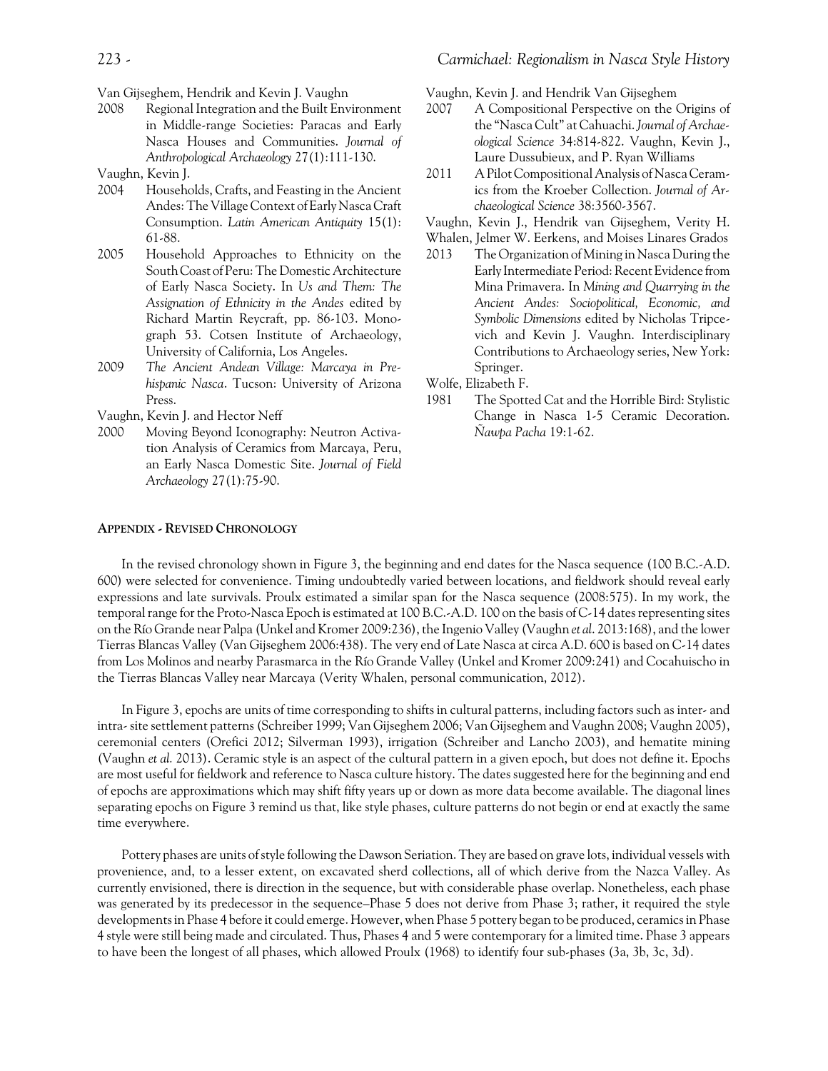Van Gijseghem, Hendrik and Kevin J. Vaughn

2008 Regional Integration and the Built Environment in Middle-range Societies: Paracas and Early Nasca Houses and Communities. *Journal of Anthropological Archaeology* 27(1):111-130.

Vaughn, Kevin J.

2004 Households, Crafts, and Feasting in the Ancient Andes: The Village Context of Early Nasca Craft Consumption. *Latin American Antiquity* 15(1): 61-88.

2005 Household Approaches to Ethnicity on the South Coast of Peru: The Domestic Architecture of Early Nasca Society. In *Us and Them: The Assignation of Ethnicity in the Andes* edited by Richard Martin Reycraft, pp. 86-103. Monograph 53. Cotsen Institute of Archaeology, University of California, Los Angeles.

2009 *The Ancient Andean Village: Marcaya in Prehispanic Nasca*. Tucson: University of Arizona Press.

Vaughn, Kevin J. and Hector Neff

2000 Moving Beyond Iconography: Neutron Activation Analysis of Ceramics from Marcaya, Peru, an Early Nasca Domestic Site. *Journal of Field Archaeology* 27(1):75-90.

Vaughn, Kevin J. and Hendrik Van Gijseghem

2007 A Compositional Perspective on the Origins of the "Nasca Cult" at Cahuachi. *Journal of Archaeological Science* 34:814-822. Vaughn, Kevin J., Laure Dussubieux, and P. Ryan Williams

2011 A Pilot Compositional Analysis of Nasca Ceramics from the Kroeber Collection. *Journal of Archaeological Science* 38:3560-3567.

Vaughn, Kevin J., Hendrik van Gijseghem, Verity H. Whalen, Jelmer W. Eerkens, and Moises Linares Grados

2013 The Organization of Mining in Nasca During the Early Intermediate Period: Recent Evidence from Mina Primavera. In *Mining and Quarrying in the Ancient Andes: Sociopolitical, Economic, and Symbolic Dimensions* edited by Nicholas Tripcevich and Kevin J. Vaughn. Interdisciplinary Contributions to Archaeology series, New York: Springer.

Wolfe, Elizabeth F.

1981 The Spotted Cat and the Horrible Bird: Stylistic Change in Nasca 1-5 Ceramic Decoration. *Ñawpa Pacha* 19:1-62.

## Appendix - Revised Chronology

In the revised chronology shown in Figure 3, the beginning and end dates for the Nasca sequence (100 B.C.-A.D. 600) were selected for convenience. Timing undoubtedly varied between locations, and fieldwork should reveal early expressions and late survivals. Proulx estimated a similar span for the Nasca sequence (2008:575). In my work, the temporal range for the Proto-Nasca Epoch is estimated at 100 B.C.-A.D. 100 on the basis of C-14 dates representing sites on the Río Grande near Palpa (Unkel and Kromer 2009:236), the Ingenio Valley (Vaughn *et al*. 2013:168), and the lower Tierras Blancas Valley (Van Gijseghem 2006:438). The very end of Late Nasca at circa A.D. 600 is based on C-14 dates from Los Molinos and nearby Parasmarca in the Río Grande Valley (Unkel and Kromer 2009:241) and Cocahuischo in the Tierras Blancas Valley near Marcaya (Verity Whalen, personal communication, 2012).

In Figure 3, epochs are units of time corresponding to shifts in cultural patterns, including factors such as inter- and intra- site settlement patterns (Schreiber 1999; Van Gijseghem 2006; Van Gijseghem and Vaughn 2008; Vaughn 2005), ceremonial centers (Orefici 2012; Silverman 1993), irrigation (Schreiber and Lancho 2003), and hematite mining (Vaughn *et al.* 2013). Ceramic style is an aspect of the cultural pattern in a given epoch, but does not define it. Epochs are most useful for fieldwork and reference to Nasca culture history. The dates suggested here for the beginning and end of epochs are approximations which may shift fifty years up or down as more data become available. The diagonal lines separating epochs on Figure 3 remind us that, like style phases, culture patterns do not begin or end at exactly the same time everywhere.

Pottery phases are units of style following the Dawson Seriation. They are based on grave lots, individual vessels with provenience, and, to a lesser extent, on excavated sherd collections, all of which derive from the Nazca Valley. As currently envisioned, there is direction in the sequence, but with considerable phase overlap. Nonetheless, each phase was generated by its predecessor in the sequence–Phase 5 does not derive from Phase 3; rather, it required the style developments in Phase 4 before it could emerge. However, when Phase 5 pottery began to be produced, ceramics in Phase 4 style were still being made and circulated. Thus, Phases 4 and 5 were contemporary for a limited time. Phase 3 appears to have been the longest of all phases, which allowed Proulx (1968) to identify four sub-phases (3a, 3b, 3c, 3d).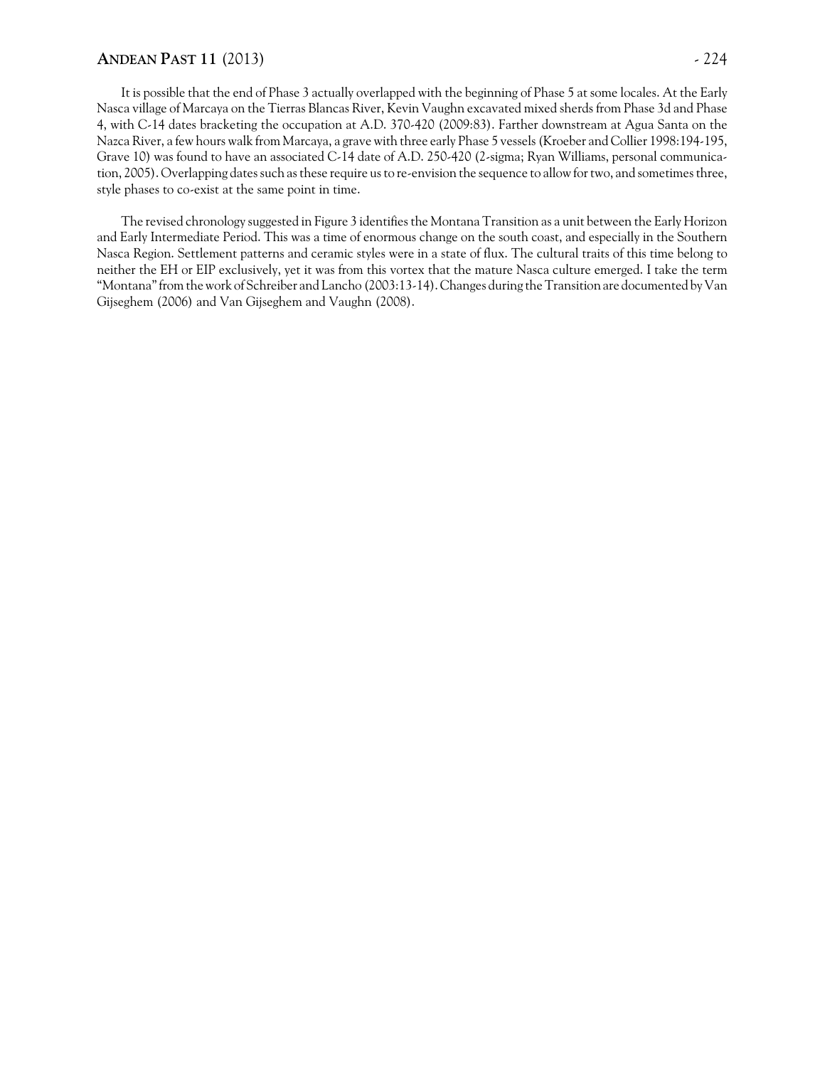It is possible that the end of Phase 3 actually overlapped with the beginning of Phase 5 at some locales. At the Early Nasca village of Marcaya on the Tierras Blancas River, Kevin Vaughn excavated mixed sherds from Phase 3d and Phase 4, with C-14 dates bracketing the occupation at A.D. 370-420 (2009:83). Farther downstream at Agua Santa on the Nazca River, a few hours walk from Marcaya, a grave with three early Phase 5 vessels (Kroeber and Collier 1998:194-195, Grave 10) was found to have an associated C-14 date of A.D. 250-420 (2-sigma; Ryan Williams, personal communication, 2005). Overlapping dates such as these require us to re-envision the sequence to allow for two, and sometimes three, style phases to co-exist at the same point in time.

The revised chronology suggested in Figure 3 identifies the Montana Transition as a unit between the Early Horizon and Early Intermediate Period. This was a time of enormous change on the south coast, and especially in the Southern Nasca Region. Settlement patterns and ceramic styles were in a state of flux. The cultural traits of this time belong to neither the EH or EIP exclusively, yet it was from this vortex that the mature Nasca culture emerged. I take the term "Montana" from the work of Schreiber and Lancho (2003:13-14). Changes during the Transition are documented by Van Gijseghem (2006) and Van Gijseghem and Vaughn (2008).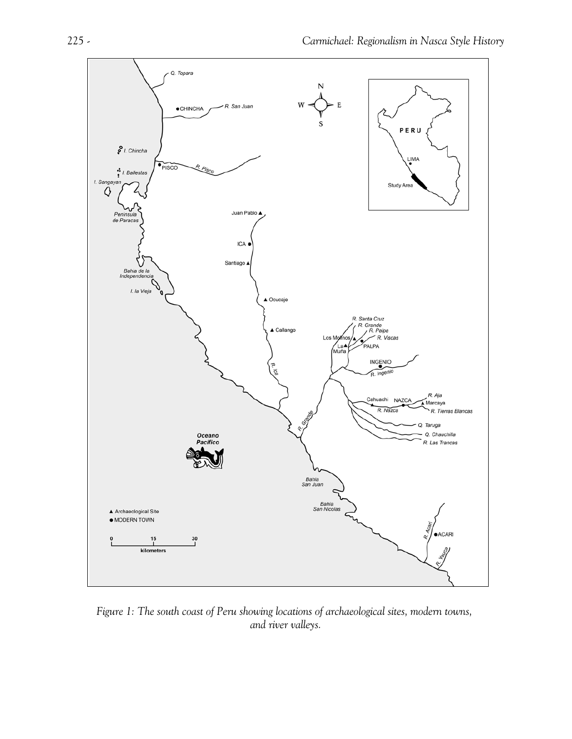*Figure 1: The south coast of Peru showing locations of archaeological sites, modern towns, and river valleys.*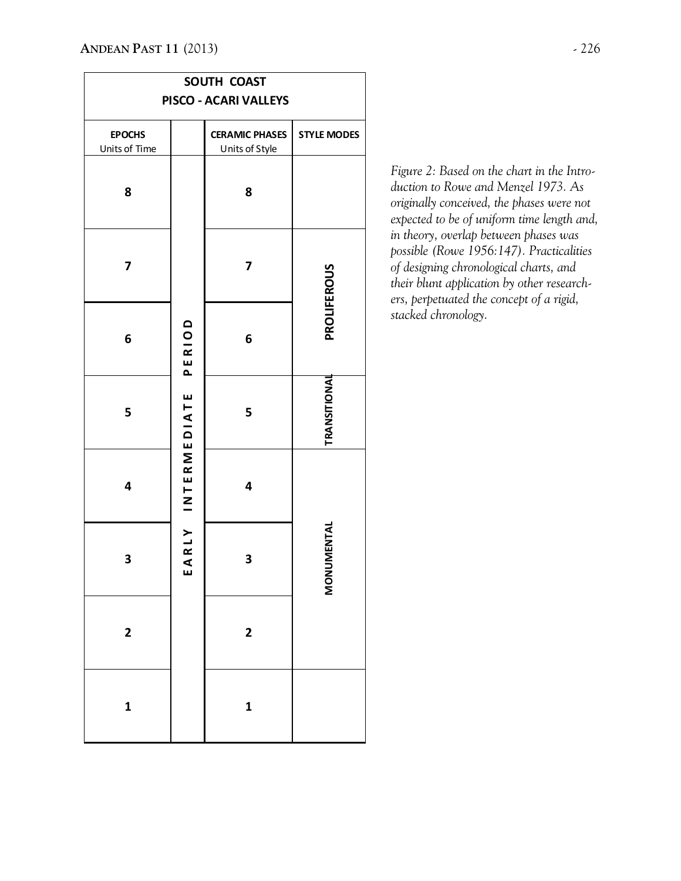| SOUTH COAST PISCO - ACARI VALLEYS | | | |
|---|---|---|---|
| **EPOCHS** Units of Time | | **CERAMIC PHASES** Units of Style | **STYLE MODES** |
| **8** | EARLY INTERMEDIATE PERIOD | **8** | |
| **7** | | **7** | PROLIFEROUS |
| **6** | | **6** | |
| **5** | | **5** | TRANSITIONAL |
| **4** | | **4** | MONUMENTAL |
| **3** | | **3** | |
| **2** | | **2** | |
| **1** | | **1** | |

*Figure 2: Based on the chart in the Introduction to Rowe and Menzel 1973. As originally conceived, the phases were not expected to be of uniform time length and, in theory, overlap between phases was possible (Rowe 1956:147). Practicalities of designing chronological charts, and their blunt application by other researchers, perpetuated the concept of a rigid, stacked chronology.*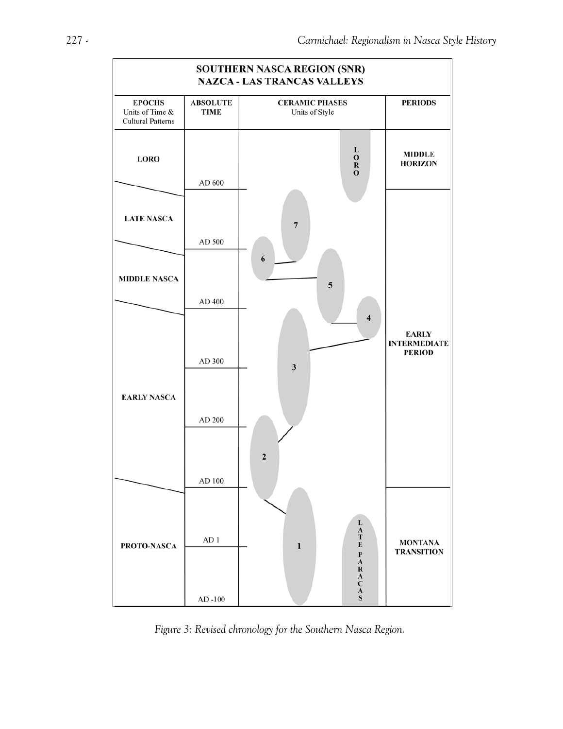| SOUTHERN NASCA REGION (SNR) NAZCA - LAS TRANCAS VALLEYS | | | |
|---|---|---|---|
| **EPOCHS** Units of Time & Cultural Patterns | **ABSOLUTE TIME** | **CERAMIC PHASES** Units of Style | **PERIODS** |
| LORO | AD 600 | LORO | MIDDLE HORIZON |
| LATE NASCA | AD 500 | 7 | EARLY INTERMEDIATE PERIOD |
| MIDDLE NASCA | AD 400 | 6, 5 | |
| EARLY NASCA | AD 300 | 4, 3 | |
| | AD 200 | | |
| | AD 100 | 2 | |
| PROTO-NASCA | AD 1 | 1, LATE PARACAS | MONTANA TRANSITION |
| | AD -100 | | |

*Figure 3: Revised chronology for the Southern Nasca Region.*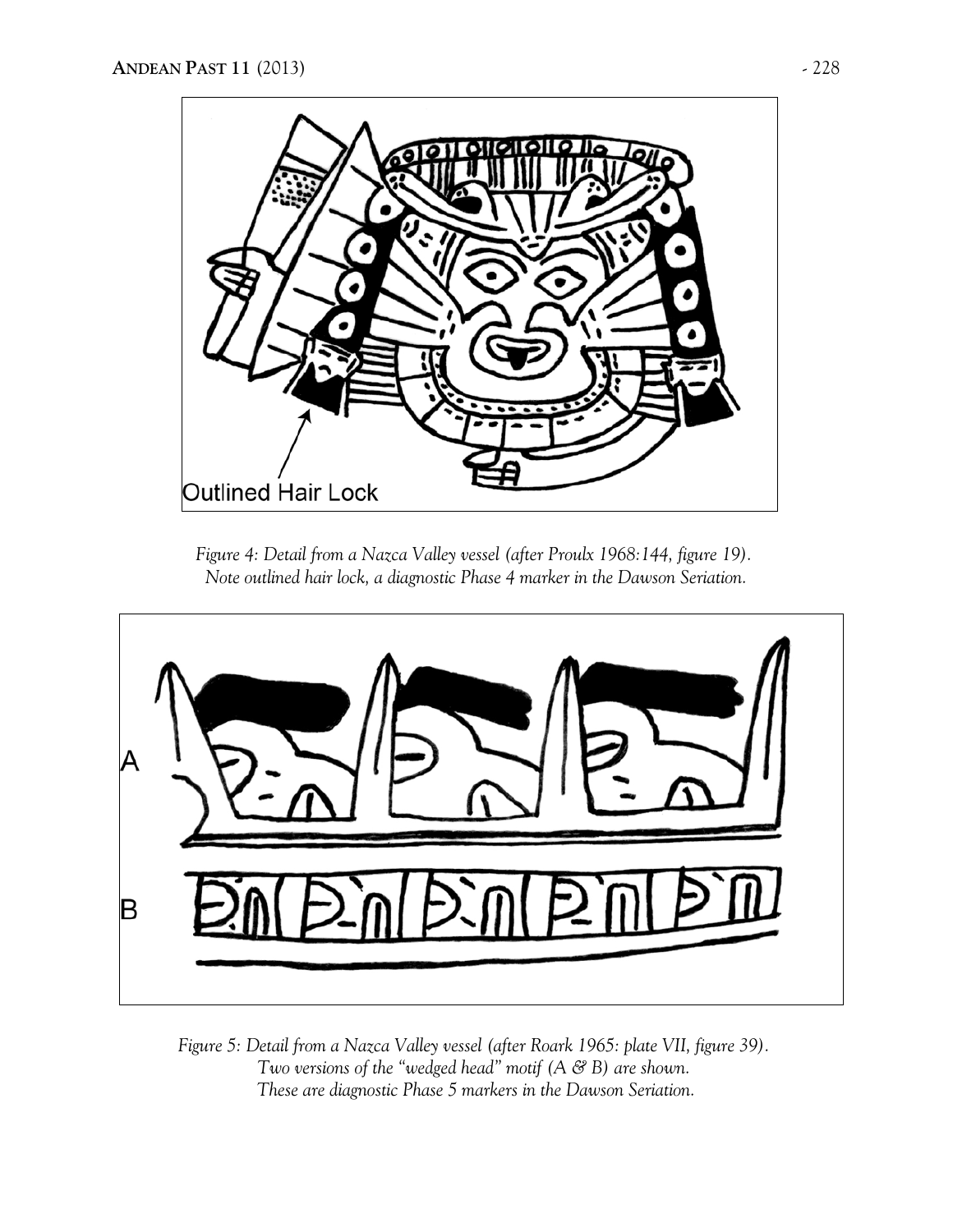*Figure 4: Detail from a Nazca Valley vessel (after Proulx 1968:144, figure 19). Note outlined hair lock, a diagnostic Phase 4 marker in the Dawson Seriation.*

*Figure 5: Detail from a Nazca Valley vessel (after Roark 1965: plate VII, figure 39). Two versions of the "wedged head" motif (A & B) are shown. These are diagnostic Phase 5 markers in the Dawson Seriation.*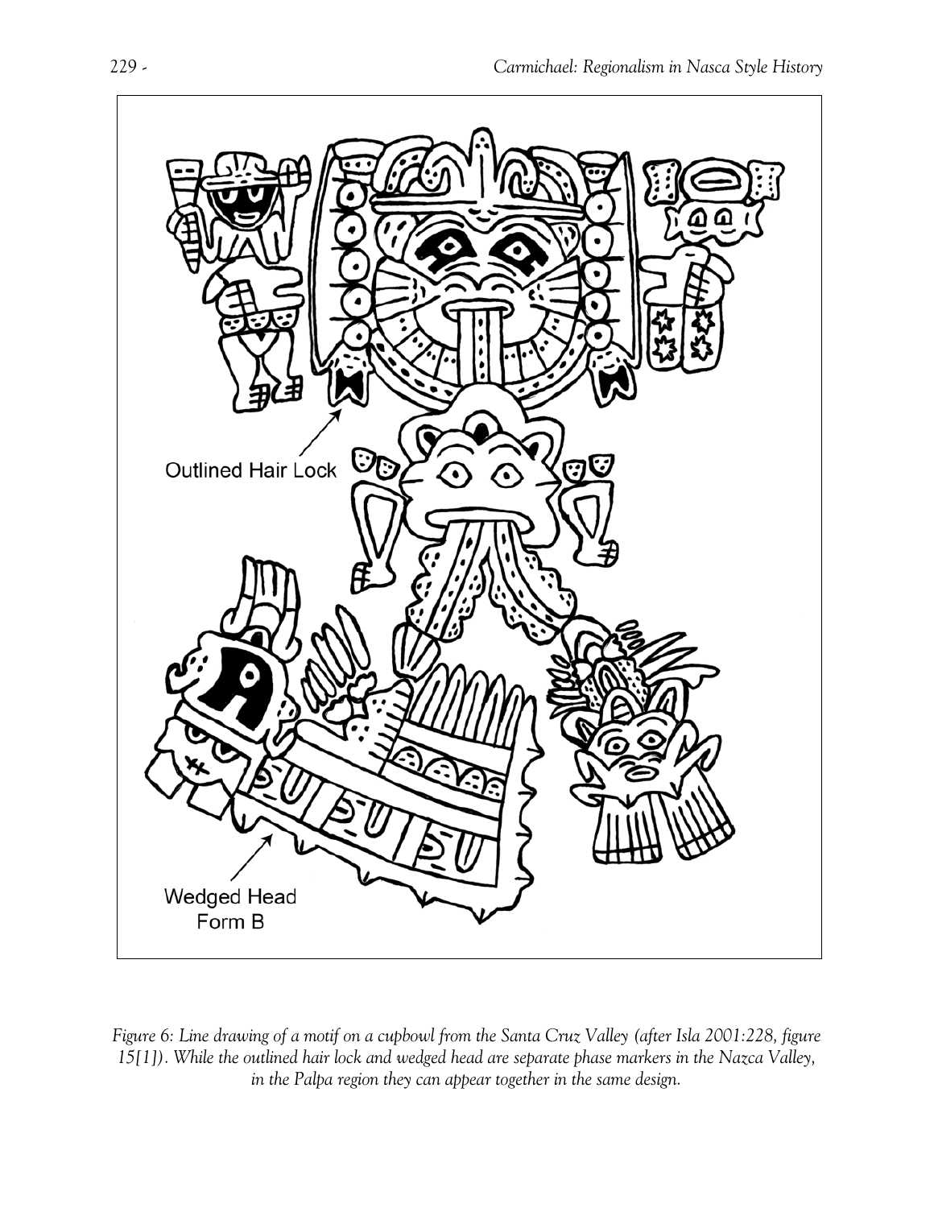*Figure 6: Line drawing of a motif on a cupbowl from the Santa Cruz Valley (after Isla 2001:228, figure 15[1]). While the outlined hair lock and wedged head are separate phase markers in the Nazca Valley, in the Palpa region they can appear together in the same design.*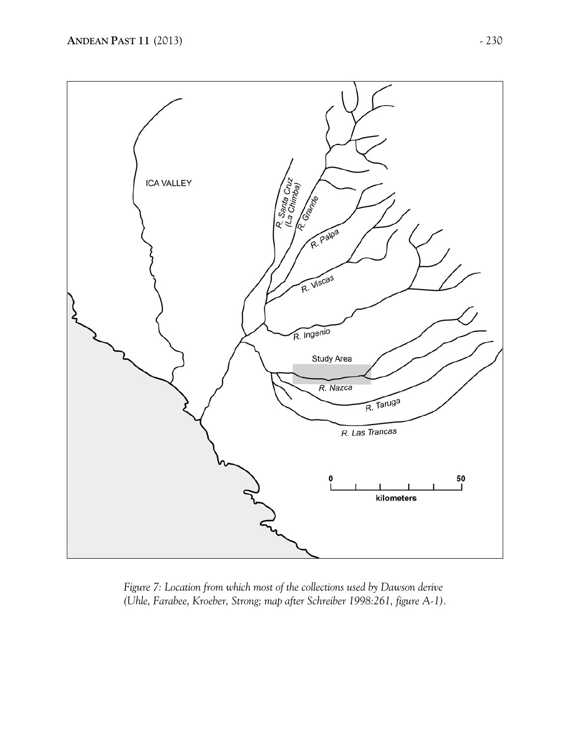*Figure 7: Location from which most of the collections used by Dawson derive (Uhle, Farabee, Kroeber, Strong; map after Schreiber 1998:261, figure A-1).*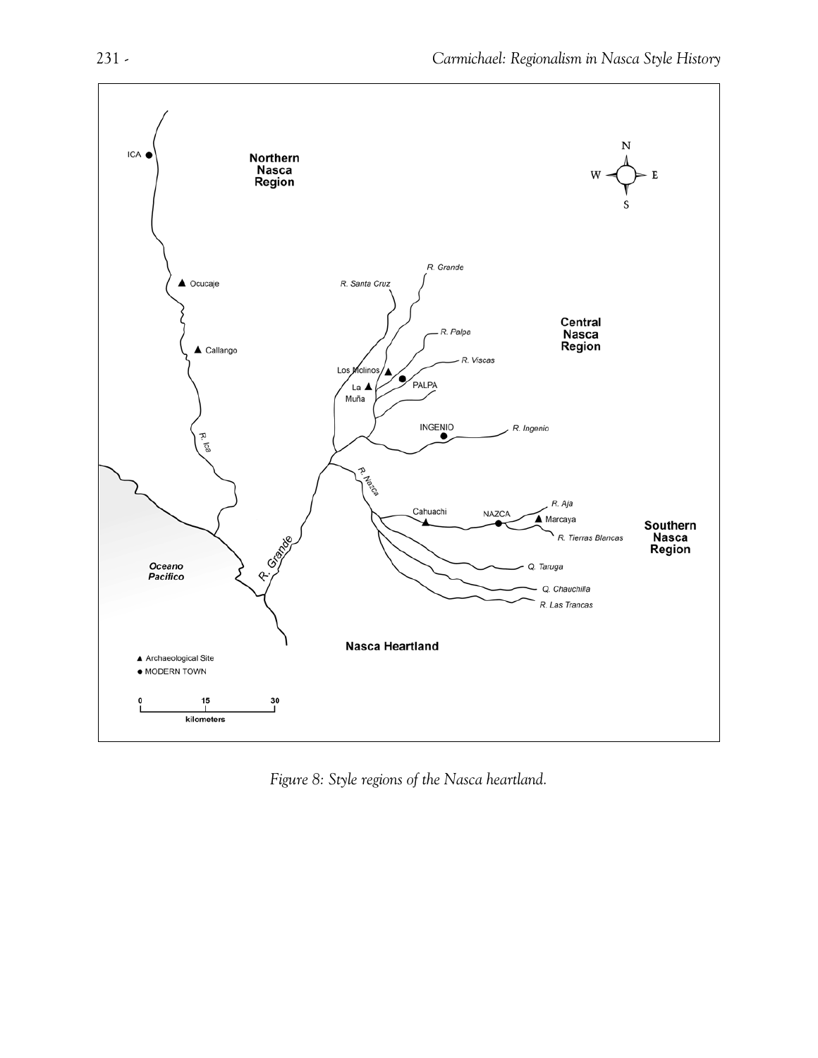Northern Nasca Region

Central Nasca Region

Southern Nasca Region

Nasca Heartland

Oceano Pacifico

ICA

Ocucaje

Callango

R. Ica

R. Grande

R. Santa Cruz

R. Palpa

R. Viscas

Los Molinos

La Muña

PALPA

INGENIO

R. Ingenio

R. Nazca

Cahuachi

NAZCA

Marcaya

R. Aja

R. Tierras Blancas

Q. Taruga

Q. Chauchilla

R. Las Trancas

▲ Archaeological Site

● MODERN TOWN

0 15 30

kilometers

N

W E

S

*Figure 8: Style regions of the Nasca heartland.*